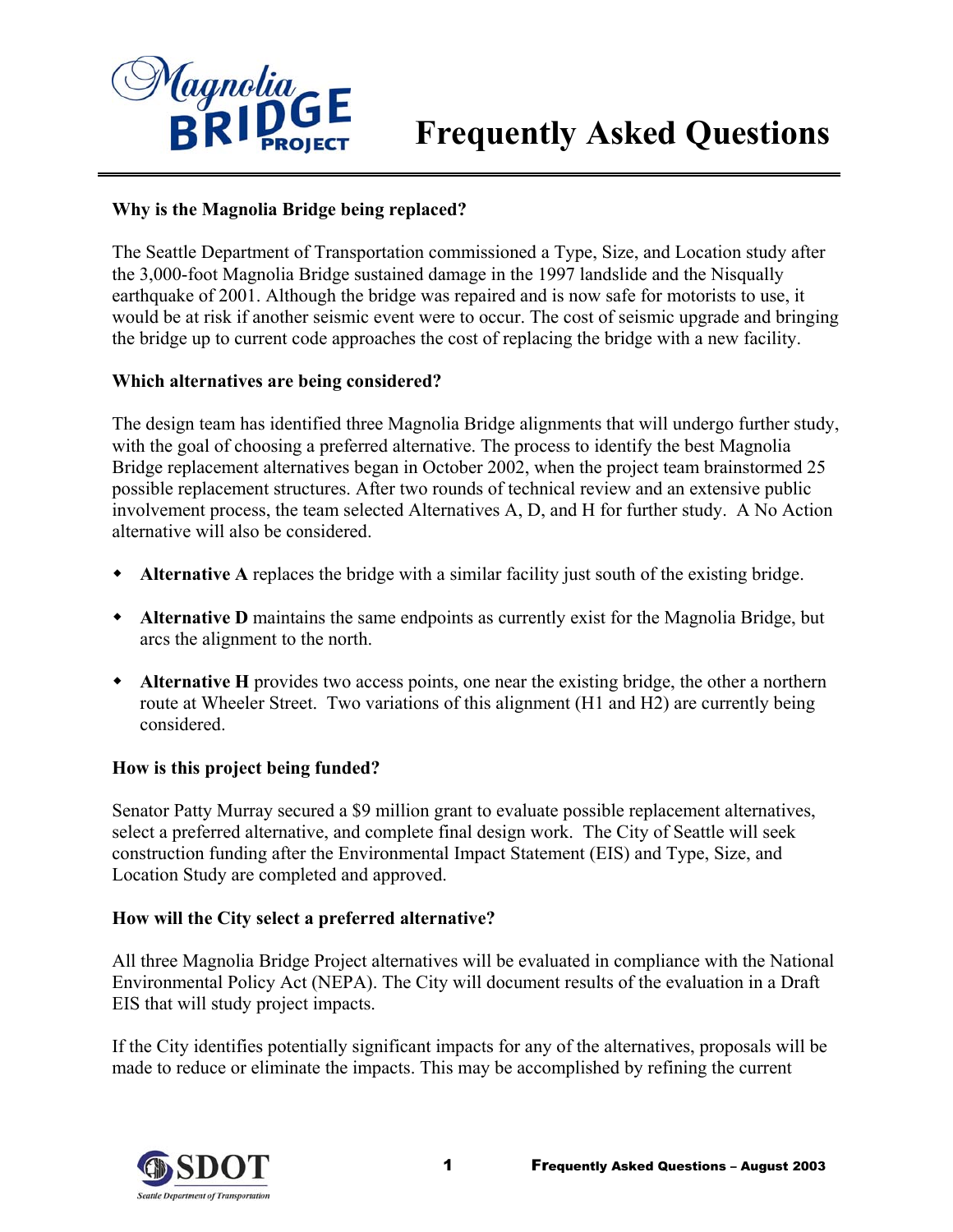# Frequently Asked Questions

**Why is the Magnolia Bridge being replaced?**

The Seattle Department of Transportation commissioned a Type, Size, and Location study after the 3,000-foot Magnolia Bridge sustained damage in the 1997 landslide and the Nisqually earthquake of 2001. Although the bridge was repaired and is now safe for motorists to use, it would be at risk if another seismic event were to occur. The cost of seismic upgrade and bringing the bridge up to current code approaches the cost of replacing the bridge with a new facility.

**Which alternatives are being considered?**

The design team has identified three Magnolia Bridge alignments that will undergo further study, with the goal of choosing a preferred alternative. The process to identify the best Magnolia Bridge replacement alternatives began in October 2002, when the project team brainstormed 25 possible replacement structures. After two rounds of technical review and an extensive public involvement process, the team selected Alternatives A, D, and H for further study. A No Action alternative will also be considered.

- **Alternative A** replaces the bridge with a similar facility just south of the existing bridge.
- **Alternative D** maintains the same endpoints as currently exist for the Magnolia Bridge, but arcs the alignment to the north.
- **Alternative H** provides two access points, one near the existing bridge, the other a northern route at Wheeler Street. Two variations of this alignment (H1 and H2) are currently being considered.

**How is this project being funded?**

Senator Patty Murray secured a $9 million grant to evaluate possible replacement alternatives, select a preferred alternative, and complete final design work. The City of Seattle will seek construction funding after the Environmental Impact Statement (EIS) and Type, Size, and Location Study are completed and approved.

**How will the City select a preferred alternative?**

All three Magnolia Bridge Project alternatives will be evaluated in compliance with the National Environmental Policy Act (NEPA). The City will document results of the evaluation in a Draft EIS that will study project impacts.

If the City identifies potentially significant impacts for any of the alternatives, proposals will be made to reduce or eliminate the impacts. This may be accomplished by refining the current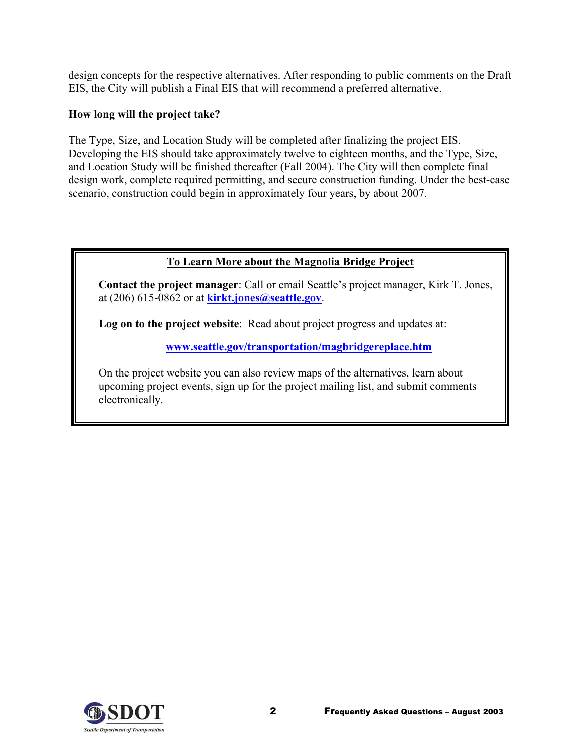design concepts for the respective alternatives. After responding to public comments on the Draft EIS, the City will publish a Final EIS that will recommend a preferred alternative.

**How long will the project take?**

The Type, Size, and Location Study will be completed after finalizing the project EIS. Developing the EIS should take approximately twelve to eighteen months, and the Type, Size, and Location Study will be finished thereafter (Fall 2004). The City will then complete final design work, complete required permitting, and secure construction funding. Under the best-case scenario, construction could begin in approximately four years, by about 2007.

**To Learn More about the Magnolia Bridge Project**

**Contact the project manager**: Call or email Seattle's project manager, Kirk T. Jones, at (206) 615-0862 or at **kirkt.jones@seattle.gov**.

**Log on to the project website**: Read about project progress and updates at:

**www.seattle.gov/transportation/magbridgereplace.htm**

On the project website you can also review maps of the alternatives, learn about upcoming project events, sign up for the project mailing list, and submit comments electronically.